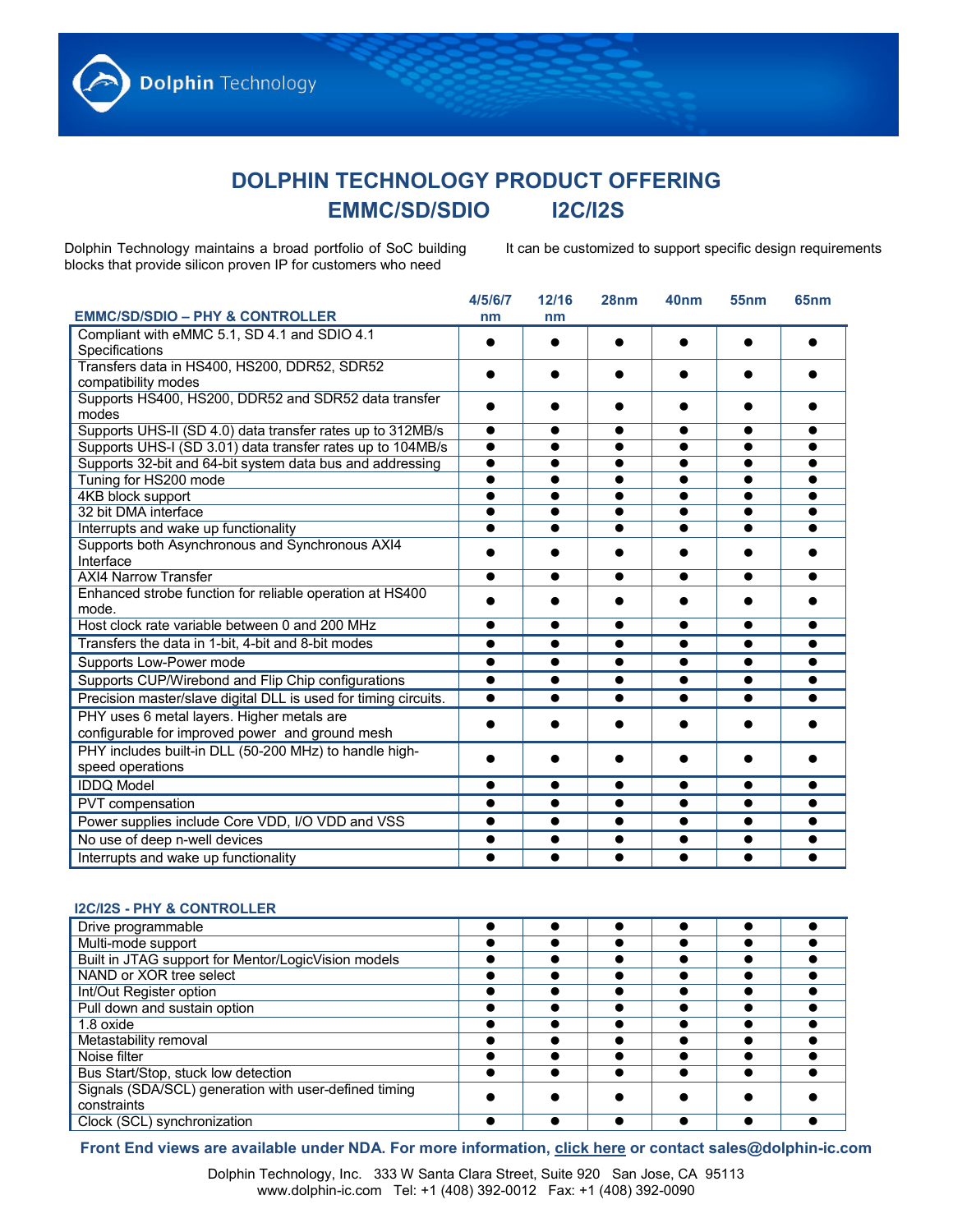# DOLPHIN TECHNOLOGY PRODUCT OFFERING

## EMMC/SD/SDIO I2C/I2S

Dolphin Technology maintains a broad portfolio of SoC building blocks that provide silicon proven IP for customers who need

It can be customized to support specific design requirements

| EMMC/SD/SDIO – PHY & CONTROLLER | 4/5/6/7 nm | 12/16 nm | 28nm | 40nm | 55nm | 65nm |
|---|---|---|---|---|---|---|
| Compliant with eMMC 5.1, SD 4.1 and SDIO 4.1 Specifications | ● | ● | ● | ● | ● | ● |
| Transfers data in HS400, HS200, DDR52, SDR52 compatibility modes | ● | ● | ● | ● | ● | ● |
| Supports HS400, HS200, DDR52 and SDR52 data transfer modes | ● | ● | ● | ● | ● | ● |
| Supports UHS-II (SD 4.0) data transfer rates up to 312MB/s | ● | ● | ● | ● | ● | ● |
| Supports UHS-I (SD 3.01) data transfer rates up to 104MB/s | ● | ● | ● | ● | ● | ● |
| Supports 32-bit and 64-bit system data bus and addressing | ● | ● | ● | ● | ● | ● |
| Tuning for HS200 mode | ● | ● | ● | ● | ● | ● |
| 4KB block support | ● | ● | ● | ● | ● | ● |
| 32 bit DMA interface | ● | ● | ● | ● | ● | ● |
| Interrupts and wake up functionality | ● | ● | ● | ● | ● | ● |
| Supports both Asynchronous and Synchronous AXI4 Interface | ● | ● | ● | ● | ● | ● |
| AXI4 Narrow Transfer | ● | ● | ● | ● | ● | ● |
| Enhanced strobe function for reliable operation at HS400 mode. | ● | ● | ● | ● | ● | ● |
| Host clock rate variable between 0 and 200 MHz | ● | ● | ● | ● | ● | ● |
| Transfers the data in 1-bit, 4-bit and 8-bit modes | ● | ● | ● | ● | ● | ● |
| Supports Low-Power mode | ● | ● | ● | ● | ● | ● |
| Supports CUP/Wirebond and Flip Chip configurations | ● | ● | ● | ● | ● | ● |
| Precision master/slave digital DLL is used for timing circuits. | ● | ● | ● | ● | ● | ● |
| PHY uses 6 metal layers. Higher metals are configurable for improved power and ground mesh | ● | ● | ● | ● | ● | ● |
| PHY includes built-in DLL (50-200 MHz) to handle high-speed operations | ● | ● | ● | ● | ● | ● |
| IDDQ Model | ● | ● | ● | ● | ● | ● |
| PVT compensation | ● | ● | ● | ● | ● | ● |
| Power supplies include Core VDD, I/O VDD and VSS | ● | ● | ● | ● | ● | ● |
| No use of deep n-well devices | ● | ● | ● | ● | ● | ● |
| Interrupts and wake up functionality | ● | ● | ● | ● | ● | ● |

| I2C/I2S - PHY & CONTROLLER | 4/5/6/7 nm | 12/16 nm | 28nm | 40nm | 55nm | 65nm |
|---|---|---|---|---|---|---|
| Drive programmable | ● | ● | ● | ● | ● | ● |
| Multi-mode support | ● | ● | ● | ● | ● | ● |
| Built in JTAG support for Mentor/LogicVision models | ● | ● | ● | ● | ● | ● |
| NAND or XOR tree select | ● | ● | ● | ● | ● | ● |
| Int/Out Register option | ● | ● | ● | ● | ● | ● |
| Pull down and sustain option | ● | ● | ● | ● | ● | ● |
| 1.8 oxide | ● | ● | ● | ● | ● | ● |
| Metastability removal | ● | ● | ● | ● | ● | ● |
| Noise filter | ● | ● | ● | ● | ● | ● |
| Bus Start/Stop, stuck low detection | ● | ● | ● | ● | ● | ● |
| Signals (SDA/SCL) generation with user-defined timing constraints | ● | ● | ● | ● | ● | ● |
| Clock (SCL) synchronization | ● | ● | ● | ● | ● | ● |

**Front End views are available under NDA. For more information, click here or contact sales@dolphin-ic.com**

Dolphin Technology, Inc. 333 W Santa Clara Street, Suite 920 San Jose, CA 95113
www.dolphin-ic.com Tel: +1 (408) 392-0012 Fax: +1 (408) 392-0090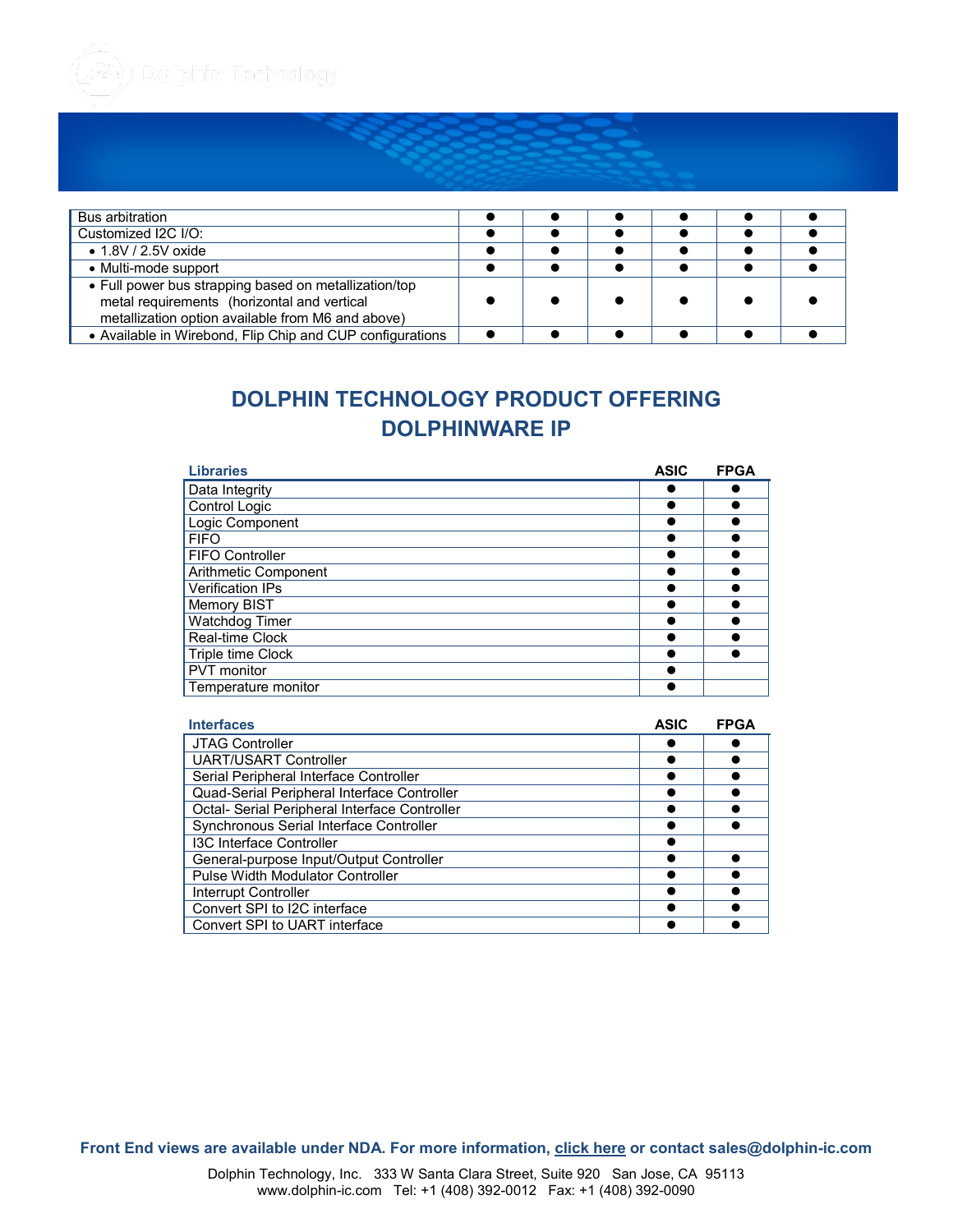| | | | | | | |
|---|---|---|---|---|---|---|
| Bus arbitration | ● | ● | ● | ● | ● | ● |
| Customized I2C I/O: | ● | ● | ● | ● | ● | ● |
| • 1.8V / 2.5V oxide | ● | ● | ● | ● | ● | ● |
| • Multi-mode support | ● | ● | ● | ● | ● | ● |
| • Full power bus strapping based on metallization/top metal requirements (horizontal and vertical metallization option available from M6 and above) | ● | ● | ● | ● | ● | ● |
| • Available in Wirebond, Flip Chip and CUP configurations | ● | ● | ● | ● | ● | ● |

## DOLPHIN TECHNOLOGY PRODUCT OFFERING
## DOLPHINWARE IP

| Libraries | ASIC | FPGA |
|---|---|---|
| Data Integrity | ● | ● |
| Control Logic | ● | ● |
| Logic Component | ● | ● |
| FIFO | ● | ● |
| FIFO Controller | ● | ● |
| Arithmetic Component | ● | ● |
| Verification IPs | ● | ● |
| Memory BIST | ● | ● |
| Watchdog Timer | ● | ● |
| Real-time Clock | ● | ● |
| Triple time Clock | ● | ● |
| PVT monitor | ● | |
| Temperature monitor | ● | |

| Interfaces | ASIC | FPGA |
|---|---|---|
| JTAG Controller | ● | ● |
| UART/USART Controller | ● | ● |
| Serial Peripheral Interface Controller | ● | ● |
| Quad-Serial Peripheral Interface Controller | ● | ● |
| Octal- Serial Peripheral Interface Controller | ● | ● |
| Synchronous Serial Interface Controller | ● | ● |
| I3C Interface Controller | ● | |
| General-purpose Input/Output Controller | ● | ● |
| Pulse Width Modulator Controller | ● | ● |
| Interrupt Controller | ● | ● |
| Convert SPI to I2C interface | ● | ● |
| Convert SPI to UART interface | ● | ● |

**Front End views are available under NDA. For more information, click here or contact sales@dolphin-ic.com**

Dolphin Technology, Inc. 333 W Santa Clara Street, Suite 920 San Jose, CA 95113
www.dolphin-ic.com Tel: +1 (408) 392-0012 Fax: +1 (408) 392-0090